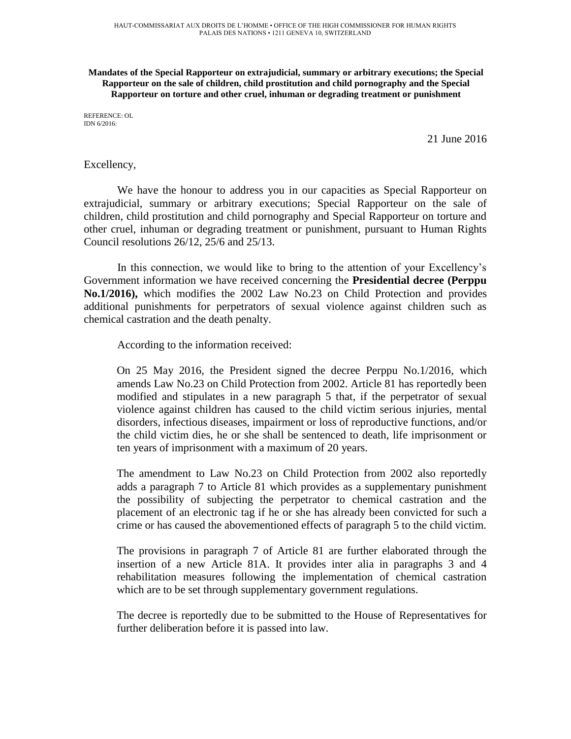HAUT-COMMISSARIAT AUX DROITS DE L'HOMME • OFFICE OF THE HIGH COMMISSIONER FOR HUMAN RIGHTS
PALAIS DES NATIONS • 1211 GENEVA 10, SWITZERLAND

**Mandates of the Special Rapporteur on extrajudicial, summary or arbitrary executions; the Special Rapporteur on the sale of children, child prostitution and child pornography and the Special Rapporteur on torture and other cruel, inhuman or degrading treatment or punishment**

REFERENCE: OL
IDN 6/2016:

21 June 2016

Excellency,

We have the honour to address you in our capacities as Special Rapporteur on extrajudicial, summary or arbitrary executions; Special Rapporteur on the sale of children, child prostitution and child pornography and Special Rapporteur on torture and other cruel, inhuman or degrading treatment or punishment, pursuant to Human Rights Council resolutions 26/12, 25/6 and 25/13.

In this connection, we would like to bring to the attention of your Excellency's Government information we have received concerning the **Presidential decree (Perppu No.1/2016),** which modifies the 2002 Law No.23 on Child Protection and provides additional punishments for perpetrators of sexual violence against children such as chemical castration and the death penalty.

According to the information received:

> On 25 May 2016, the President signed the decree Perppu No.1/2016, which amends Law No.23 on Child Protection from 2002. Article 81 has reportedly been modified and stipulates in a new paragraph 5 that, if the perpetrator of sexual violence against children has caused to the child victim serious injuries, mental disorders, infectious diseases, impairment or loss of reproductive functions, and/or the child victim dies, he or she shall be sentenced to death, life imprisonment or ten years of imprisonment with a maximum of 20 years.
>
> The amendment to Law No.23 on Child Protection from 2002 also reportedly adds a paragraph 7 to Article 81 which provides as a supplementary punishment the possibility of subjecting the perpetrator to chemical castration and the placement of an electronic tag if he or she has already been convicted for such a crime or has caused the abovementioned effects of paragraph 5 to the child victim.
>
> The provisions in paragraph 7 of Article 81 are further elaborated through the insertion of a new Article 81A. It provides inter alia in paragraphs 3 and 4 rehabilitation measures following the implementation of chemical castration which are to be set through supplementary government regulations.
>
> The decree is reportedly due to be submitted to the House of Representatives for further deliberation before it is passed into law.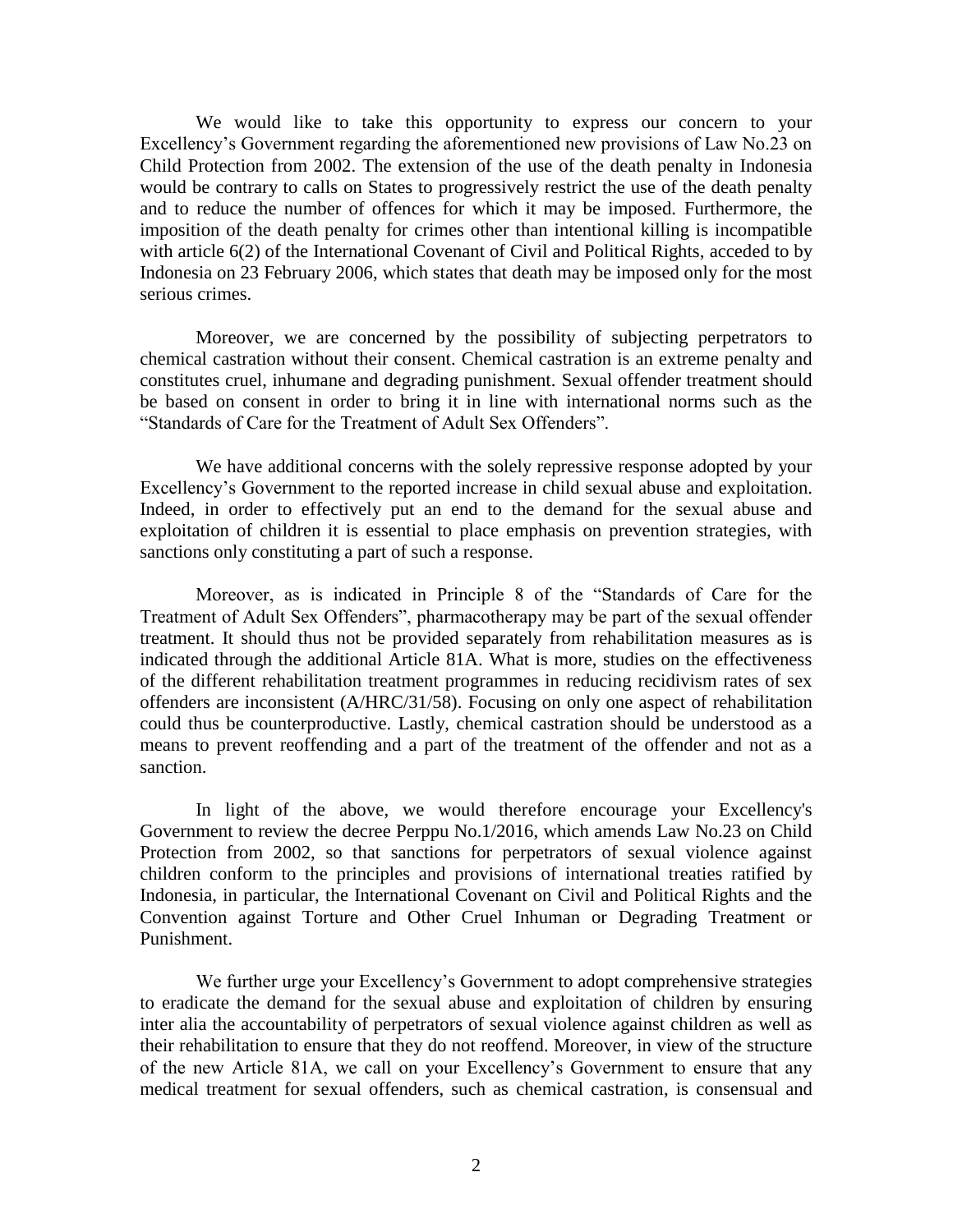We would like to take this opportunity to express our concern to your Excellency's Government regarding the aforementioned new provisions of Law No.23 on Child Protection from 2002. The extension of the use of the death penalty in Indonesia would be contrary to calls on States to progressively restrict the use of the death penalty and to reduce the number of offences for which it may be imposed. Furthermore, the imposition of the death penalty for crimes other than intentional killing is incompatible with article 6(2) of the International Covenant of Civil and Political Rights, acceded to by Indonesia on 23 February 2006, which states that death may be imposed only for the most serious crimes.

Moreover, we are concerned by the possibility of subjecting perpetrators to chemical castration without their consent. Chemical castration is an extreme penalty and constitutes cruel, inhumane and degrading punishment. Sexual offender treatment should be based on consent in order to bring it in line with international norms such as the "Standards of Care for the Treatment of Adult Sex Offenders".

We have additional concerns with the solely repressive response adopted by your Excellency's Government to the reported increase in child sexual abuse and exploitation. Indeed, in order to effectively put an end to the demand for the sexual abuse and exploitation of children it is essential to place emphasis on prevention strategies, with sanctions only constituting a part of such a response.

Moreover, as is indicated in Principle 8 of the "Standards of Care for the Treatment of Adult Sex Offenders", pharmacotherapy may be part of the sexual offender treatment. It should thus not be provided separately from rehabilitation measures as is indicated through the additional Article 81A. What is more, studies on the effectiveness of the different rehabilitation treatment programmes in reducing recidivism rates of sex offenders are inconsistent (A/HRC/31/58). Focusing on only one aspect of rehabilitation could thus be counterproductive. Lastly, chemical castration should be understood as a means to prevent reoffending and a part of the treatment of the offender and not as a sanction.

In light of the above, we would therefore encourage your Excellency's Government to review the decree Perppu No.1/2016, which amends Law No.23 on Child Protection from 2002, so that sanctions for perpetrators of sexual violence against children conform to the principles and provisions of international treaties ratified by Indonesia, in particular, the International Covenant on Civil and Political Rights and the Convention against Torture and Other Cruel Inhuman or Degrading Treatment or Punishment.

We further urge your Excellency's Government to adopt comprehensive strategies to eradicate the demand for the sexual abuse and exploitation of children by ensuring inter alia the accountability of perpetrators of sexual violence against children as well as their rehabilitation to ensure that they do not reoffend. Moreover, in view of the structure of the new Article 81A, we call on your Excellency's Government to ensure that any medical treatment for sexual offenders, such as chemical castration, is consensual and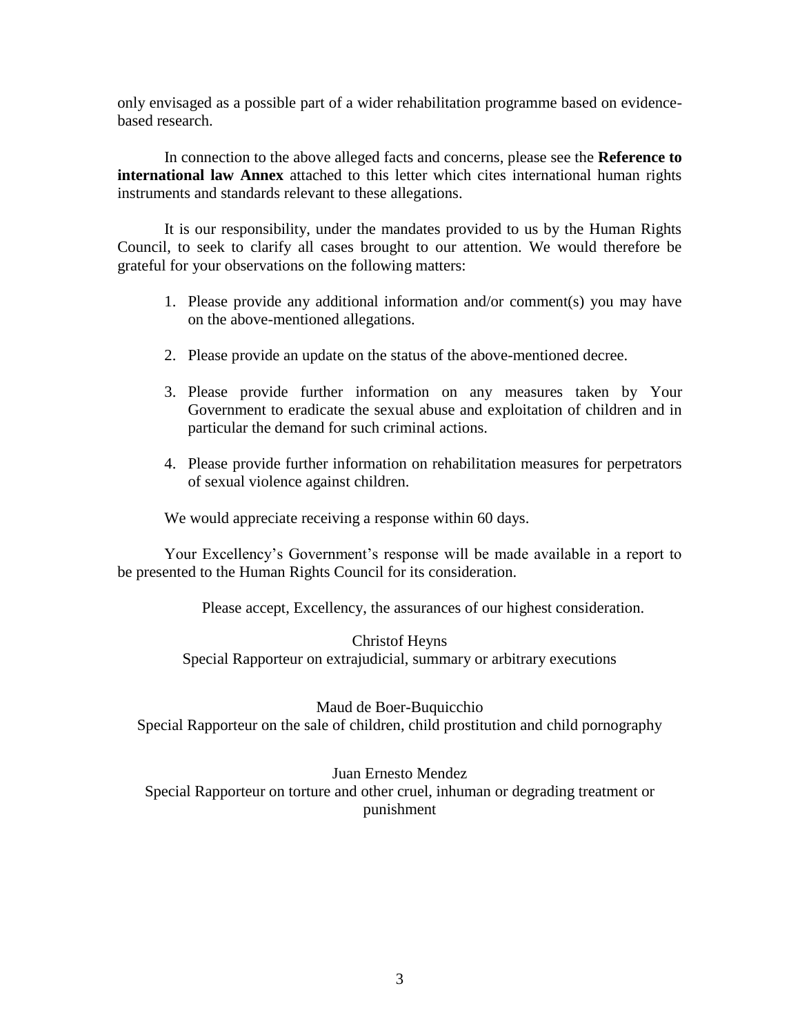only envisaged as a possible part of a wider rehabilitation programme based on evidence-based research.

In connection to the above alleged facts and concerns, please see the **Reference to international law Annex** attached to this letter which cites international human rights instruments and standards relevant to these allegations.

It is our responsibility, under the mandates provided to us by the Human Rights Council, to seek to clarify all cases brought to our attention. We would therefore be grateful for your observations on the following matters:

1. Please provide any additional information and/or comment(s) you may have on the above-mentioned allegations.

2. Please provide an update on the status of the above-mentioned decree.

3. Please provide further information on any measures taken by Your Government to eradicate the sexual abuse and exploitation of children and in particular the demand for such criminal actions.

4. Please provide further information on rehabilitation measures for perpetrators of sexual violence against children.

We would appreciate receiving a response within 60 days.

Your Excellency's Government's response will be made available in a report to be presented to the Human Rights Council for its consideration.

Please accept, Excellency, the assurances of our highest consideration.

Christof Heyns
Special Rapporteur on extrajudicial, summary or arbitrary executions

Maud de Boer-Buquicchio
Special Rapporteur on the sale of children, child prostitution and child pornography

Juan Ernesto Mendez
Special Rapporteur on torture and other cruel, inhuman or degrading treatment or punishment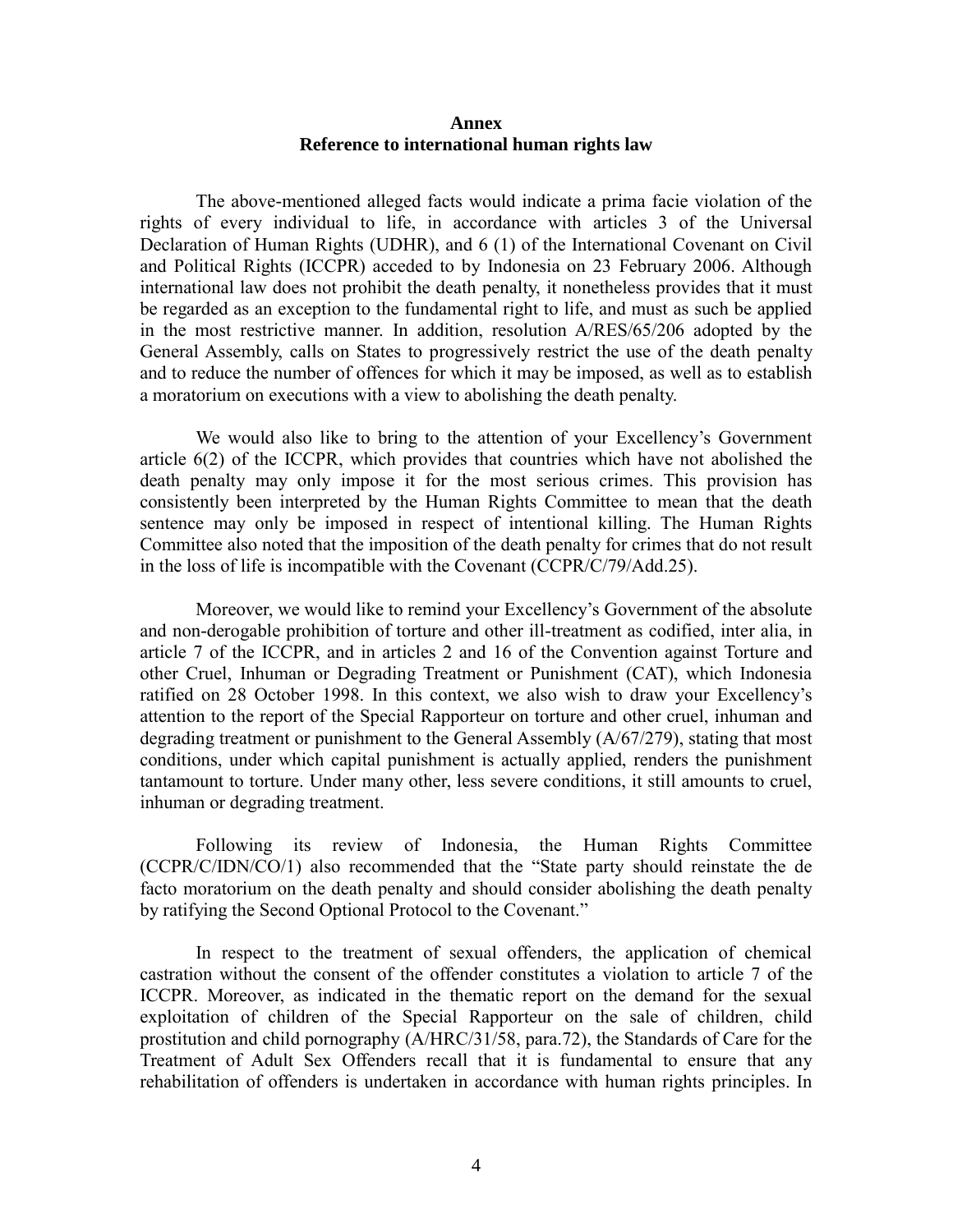## Annex
## Reference to international human rights law

The above-mentioned alleged facts would indicate a prima facie violation of the rights of every individual to life, in accordance with articles 3 of the Universal Declaration of Human Rights (UDHR), and 6 (1) of the International Covenant on Civil and Political Rights (ICCPR) acceded to by Indonesia on 23 February 2006. Although international law does not prohibit the death penalty, it nonetheless provides that it must be regarded as an exception to the fundamental right to life, and must as such be applied in the most restrictive manner. In addition, resolution A/RES/65/206 adopted by the General Assembly, calls on States to progressively restrict the use of the death penalty and to reduce the number of offences for which it may be imposed, as well as to establish a moratorium on executions with a view to abolishing the death penalty.

We would also like to bring to the attention of your Excellency's Government article 6(2) of the ICCPR, which provides that countries which have not abolished the death penalty may only impose it for the most serious crimes. This provision has consistently been interpreted by the Human Rights Committee to mean that the death sentence may only be imposed in respect of intentional killing. The Human Rights Committee also noted that the imposition of the death penalty for crimes that do not result in the loss of life is incompatible with the Covenant (CCPR/C/79/Add.25).

Moreover, we would like to remind your Excellency's Government of the absolute and non-derogable prohibition of torture and other ill-treatment as codified, inter alia, in article 7 of the ICCPR, and in articles 2 and 16 of the Convention against Torture and other Cruel, Inhuman or Degrading Treatment or Punishment (CAT), which Indonesia ratified on 28 October 1998. In this context, we also wish to draw your Excellency's attention to the report of the Special Rapporteur on torture and other cruel, inhuman and degrading treatment or punishment to the General Assembly (A/67/279), stating that most conditions, under which capital punishment is actually applied, renders the punishment tantamount to torture. Under many other, less severe conditions, it still amounts to cruel, inhuman or degrading treatment.

Following its review of Indonesia, the Human Rights Committee (CCPR/C/IDN/CO/1) also recommended that the "State party should reinstate the de facto moratorium on the death penalty and should consider abolishing the death penalty by ratifying the Second Optional Protocol to the Covenant."

In respect to the treatment of sexual offenders, the application of chemical castration without the consent of the offender constitutes a violation to article 7 of the ICCPR. Moreover, as indicated in the thematic report on the demand for the sexual exploitation of children of the Special Rapporteur on the sale of children, child prostitution and child pornography (A/HRC/31/58, para.72), the Standards of Care for the Treatment of Adult Sex Offenders recall that it is fundamental to ensure that any rehabilitation of offenders is undertaken in accordance with human rights principles. In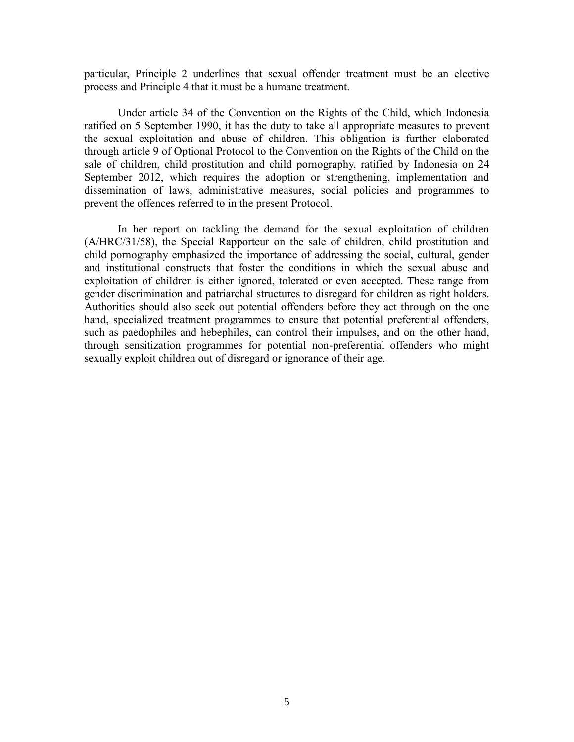particular, Principle 2 underlines that sexual offender treatment must be an elective process and Principle 4 that it must be a humane treatment.

Under article 34 of the Convention on the Rights of the Child, which Indonesia ratified on 5 September 1990, it has the duty to take all appropriate measures to prevent the sexual exploitation and abuse of children. This obligation is further elaborated through article 9 of Optional Protocol to the Convention on the Rights of the Child on the sale of children, child prostitution and child pornography, ratified by Indonesia on 24 September 2012, which requires the adoption or strengthening, implementation and dissemination of laws, administrative measures, social policies and programmes to prevent the offences referred to in the present Protocol.

In her report on tackling the demand for the sexual exploitation of children (A/HRC/31/58), the Special Rapporteur on the sale of children, child prostitution and child pornography emphasized the importance of addressing the social, cultural, gender and institutional constructs that foster the conditions in which the sexual abuse and exploitation of children is either ignored, tolerated or even accepted. These range from gender discrimination and patriarchal structures to disregard for children as right holders. Authorities should also seek out potential offenders before they act through on the one hand, specialized treatment programmes to ensure that potential preferential offenders, such as paedophiles and hebephiles, can control their impulses, and on the other hand, through sensitization programmes for potential non-preferential offenders who might sexually exploit children out of disregard or ignorance of their age.